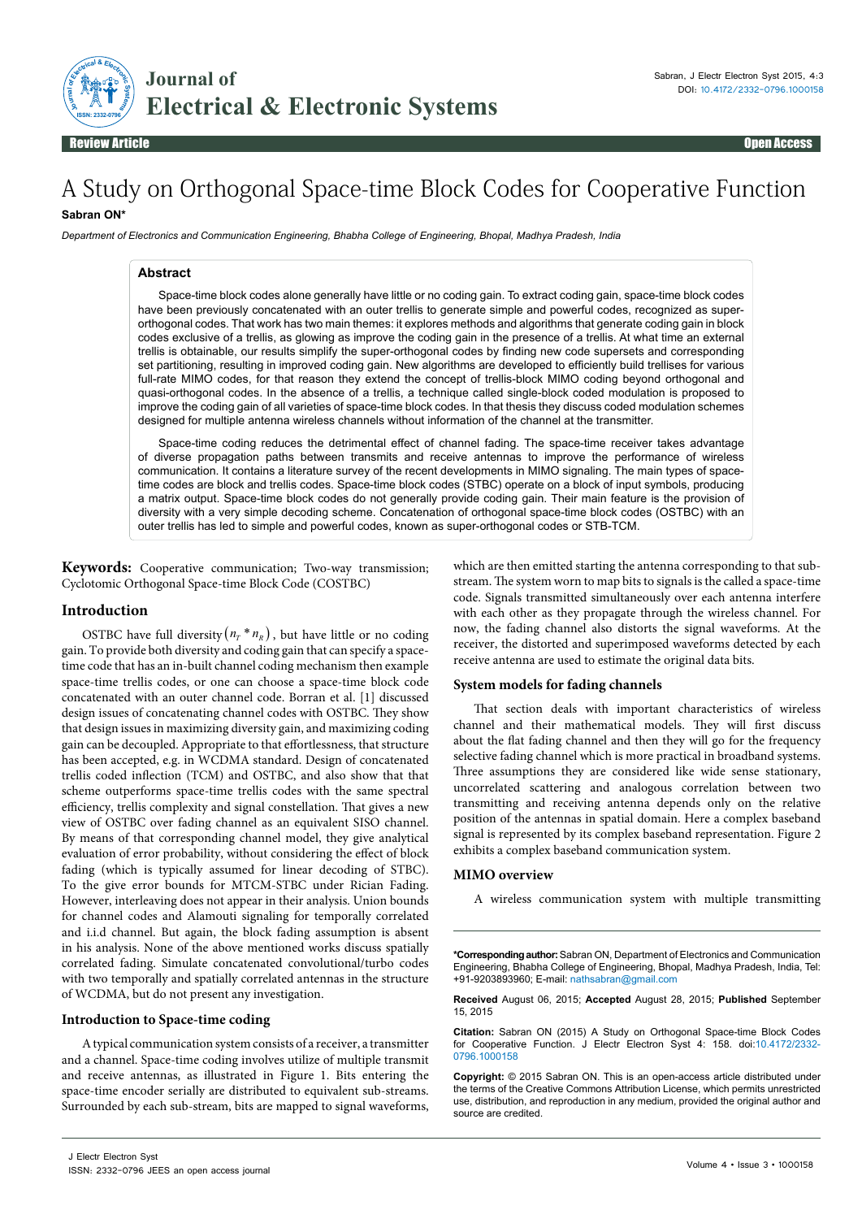# A Study on Orthogonal Space-time Block Codes for Cooperative Function

**Sabran ON***

*Department of Electronics and Communication Engineering, Bhabha College of Engineering, Bhopal, Madhya Pradesh, India*

## Abstract

Space-time block codes alone generally have little or no coding gain. To extract coding gain, space-time block codes have been previously concatenated with an outer trellis to generate simple and powerful codes, recognized as super-orthogonal codes. That work has two main themes: it explores methods and algorithms that generate coding gain in block codes exclusive of a trellis, as glowing as improve the coding gain in the presence of a trellis. At what time an external trellis is obtainable, our results simplify the super-orthogonal codes by finding new code supersets and corresponding set partitioning, resulting in improved coding gain. New algorithms are developed to efficiently build trellises for various full-rate MIMO codes, for that reason they extend the concept of trellis-block MIMO coding beyond orthogonal and quasi-orthogonal codes. In the absence of a trellis, a technique called single-block coded modulation is proposed to improve the coding gain of all varieties of space-time block codes. In that thesis they discuss coded modulation schemes designed for multiple antenna wireless channels without information of the channel at the transmitter.

Space-time coding reduces the detrimental effect of channel fading. The space-time receiver takes advantage of diverse propagation paths between transmits and receive antennas to improve the performance of wireless communication. It contains a literature survey of the recent developments in MIMO signaling. The main types of space-time codes are block and trellis codes. Space-time block codes (STBC) operate on a block of input symbols, producing a matrix output. Space-time block codes do not generally provide coding gain. Their main feature is the provision of diversity with a very simple decoding scheme. Concatenation of orthogonal space-time block codes (OSTBC) with an outer trellis has led to simple and powerful codes, known as super-orthogonal codes or STB-TCM.

**Keywords:** Cooperative communication; Two-way transmission; Cyclotomic Orthogonal Space-time Block Code (COSTBC)

## Introduction

OSTBC have full diversity $(n_T * n_R)$, but have little or no coding gain. To provide both diversity and coding gain that can specify a space-time code that has an in-built channel coding mechanism then example space-time trellis codes, or one can choose a space-time block code concatenated with an outer channel code. Borran et al. [1] discussed design issues of concatenating channel codes with OSTBC. They show that design issues in maximizing diversity gain, and maximizing coding gain can be decoupled. Appropriate to that effortlessness, that structure has been accepted, e.g. in WCDMA standard. Design of concatenated trellis coded inflection (TCM) and OSTBC, and also show that that scheme outperforms space-time trellis codes with the same spectral efficiency, trellis complexity and signal constellation. That gives a new view of OSTBC over fading channel as an equivalent SISO channel. By means of that corresponding channel model, they give analytical evaluation of error probability, without considering the effect of block fading (which is typically assumed for linear decoding of STBC). To the give error bounds for MTCM-STBC under Rician Fading. However, interleaving does not appear in their analysis. Union bounds for channel codes and Alamouti signaling for temporally correlated and i.i.d channel. But again, the block fading assumption is absent in his analysis. None of the above mentioned works discuss spatially correlated fading. Simulate concatenated convolutional/turbo codes with two temporally and spatially correlated antennas in the structure of WCDMA, but do not present any investigation.

### Introduction to Space-time coding

A typical communication system consists of a receiver, a transmitter and a channel. Space-time coding involves utilize of multiple transmit and receive antennas, as illustrated in Figure 1. Bits entering the space-time encoder serially are distributed to equivalent sub-streams. Surrounded by each sub-stream, bits are mapped to signal waveforms, which are then emitted starting the antenna corresponding to that sub-stream. The system worn to map bits to signals is the called a space-time code. Signals transmitted simultaneously over each antenna interfere with each other as they propagate through the wireless channel. For now, the fading channel also distorts the signal waveforms. At the receiver, the distorted and superimposed waveforms detected by each receive antenna are used to estimate the original data bits.

### System models for fading channels

That section deals with important characteristics of wireless channel and their mathematical models. They will first discuss about the flat fading channel and then they will go for the frequency selective fading channel which is more practical in broadband systems. Three assumptions they are considered like wide sense stationary, uncorrelated scattering and analogous correlation between two transmitting and receiving antenna depends only on the relative position of the antennas in spatial domain. Here a complex baseband signal is represented by its complex baseband representation. Figure 2 exhibits a complex baseband communication system.

### MIMO overview

A wireless communication system with multiple transmitting

**\*Corresponding author:** Sabran ON, Department of Electronics and Communication Engineering, Bhabha College of Engineering, Bhopal, Madhya Pradesh, India, Tel: +91-9203893960; E-mail: nathsabran@gmail.com

**Received** August 06, 2015; **Accepted** August 28, 2015; **Published** September 15, 2015

**Citation:** Sabran ON (2015) A Study on Orthogonal Space-time Block Codes for Cooperative Function. J Electr Electron Syst 4: 158. doi:10.4172/2332-0796.1000158

**Copyright:** © 2015 Sabran ON. This is an open-access article distributed under the terms of the Creative Commons Attribution License, which permits unrestricted use, distribution, and reproduction in any medium, provided the original author and source are credited.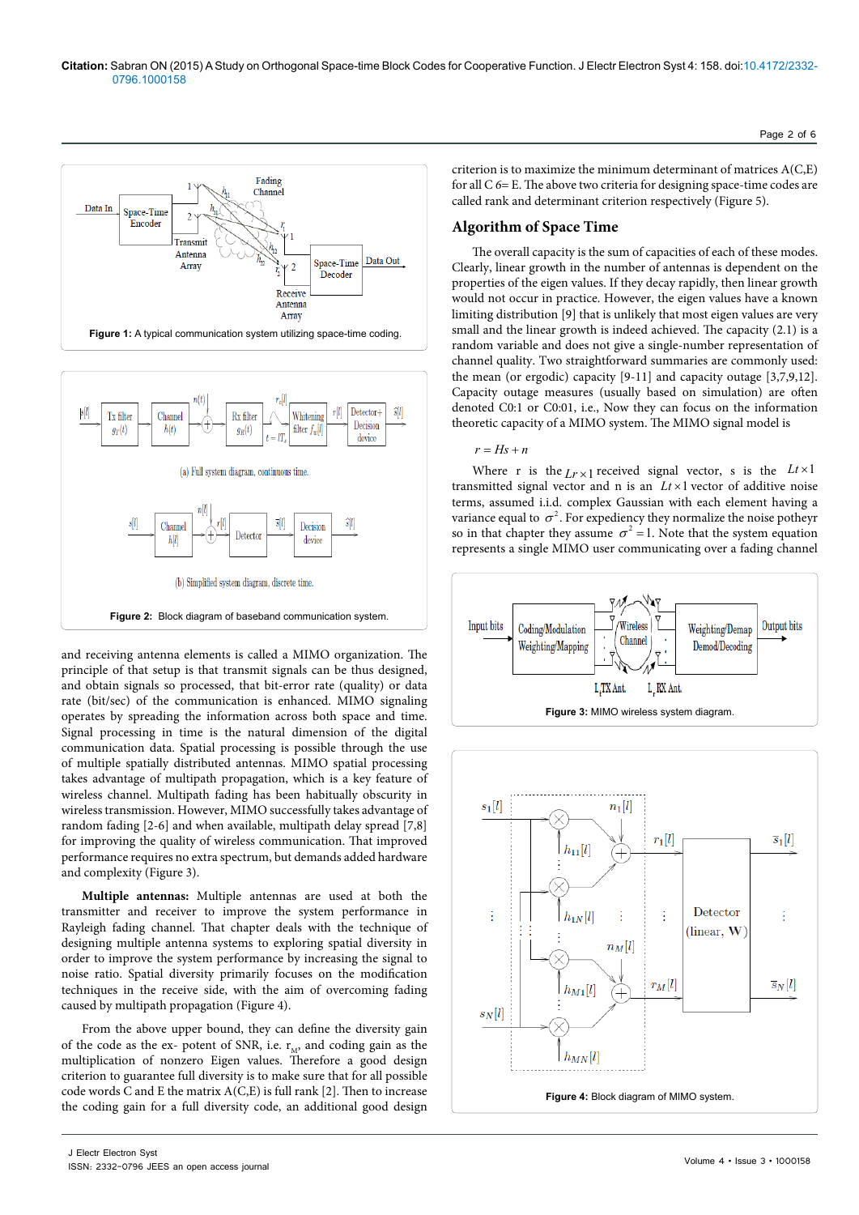Figure 1: A typical communication system utilizing space-time coding.

Figure 2: Block diagram of baseband communication system.

and receiving antenna elements is called a MIMO organization. The principle of that setup is that transmit signals can be thus designed, and obtain signals so processed, that bit-error rate (quality) or data rate (bit/sec) of the communication is enhanced. MIMO signaling operates by spreading the information across both space and time. Signal processing in time is the natural dimension of the digital communication data. Spatial processing is possible through the use of multiple spatially distributed antennas. MIMO spatial processing takes advantage of multipath propagation, which is a key feature of wireless channel. Multipath fading has been habitually obscurity in wireless transmission. However, MIMO successfully takes advantage of random fading [2-6] and when available, multipath delay spread [7,8] for improving the quality of wireless communication. That improved performance requires no extra spectrum, but demands added hardware and complexity (Figure 3).

**Multiple antennas:** Multiple antennas are used at both the transmitter and receiver to improve the system performance in Rayleigh fading channel. That chapter deals with the technique of designing multiple antenna systems to exploring spatial diversity in order to improve the signal to noise ratio. Spatial diversity primarily focuses on the modification techniques in the receive side, with the aim of overcoming fading caused by multipath propagation (Figure 4).

From the above upper bound, they can define the diversity gain of the code as the ex- potent of SNR, i.e. $r_M$, and coding gain as the multiplication of nonzero Eigen values. Therefore a good design criterion to guarantee full diversity is to make sure that for all possible code words C and E the matrix A(C,E) is full rank [2]. Then to increase the coding gain for a full diversity code, an additional good design criterion is to maximize the minimum determinant of matrices A(C,E) for all C 6= E. The above two criteria for designing space-time codes are called rank and determinant criterion respectively (Figure 5).

## Algorithm of Space Time

The overall capacity is the sum of capacities of each of these modes. Clearly, linear growth in the number of antennas is dependent on the properties of the eigen values. If they decay rapidly, then linear growth would not occur in practice. However, the eigen values have a known limiting distribution [9] that is unlikely that most eigen values are very small and the linear growth is indeed achieved. The capacity (2.1) is a random variable and does not give a single-number representation of channel quality. Two straightforward summaries are commonly used: the mean (or ergodic) capacity [9-11] and capacity outage [3,7,9,12]. Capacity outage measures (usually based on simulation) are often denoted C0:1 or C0:01, i.e., Now they can focus on the information theoretic capacity of a MIMO system. The MIMO signal model is

$$r = Hs + n$$

Where r is the $Lr \times 1$ received signal vector, s is the $Lt \times 1$ transmitted signal vector and n is an $Lt \times 1$ vector of additive noise terms, assumed i.i.d. complex Gaussian with each element having a variance equal to $\sigma^2$. For expediency they normalize the noise potheyr so in that chapter they assume $\sigma^2 = 1$. Note that the system equation represents a single MIMO user communicating over a fading channel

Figure 3: MIMO wireless system diagram.

Figure 4: Block diagram of MIMO system.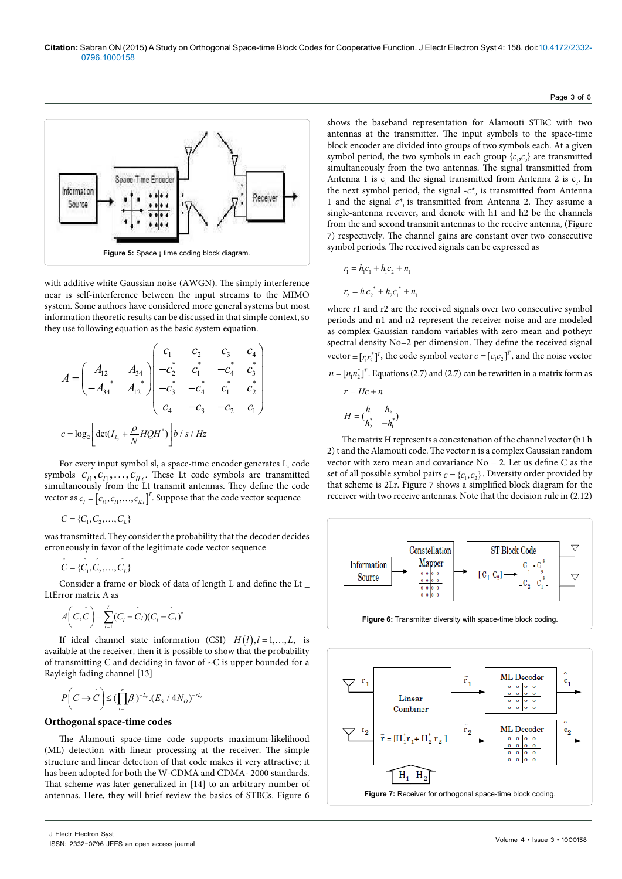Figure 5: Space ¡ time coding block diagram.

with additive white Gaussian noise (AWGN). The simply interference near is self-interference between the input streams to the MIMO system. Some authors have considered more general systems but most information theoretic results can be discussed in that simple context, so they use following equation as the basic system equation.

$$A=\begin{pmatrix} A_{12} & A_{34} \\ -A_{34}^{*} & A_{12}^{*} \end{pmatrix}\begin{pmatrix} c_1 & c_2 & c_3 & c_4 \\ -c_2^{*} & c_1^{*} & -c_4^{*} & c_3^{*} \\ -c_3^{*} & -c_4^{*} & c_1^{*} & c_2^{*} \\ c_4 & -c_3 & -c_2 & c_1 \end{pmatrix}$$

$$c=\log_2\left[\det(I_{L_t}+\frac{\rho}{N}HQH^{*})\right]b/s/Hz$$

For every input symbol sl, a space-time encoder generates $L_t$ code symbols $c_{l1},c_{l1},\ldots,c_{lLt}$. These Lt code symbols are transmitted simultaneously from the Lt transmit antennas. They define the code vector as $c_l=\left[c_{l1},c_{l1},\ldots,c_{lLt}\right]^T$. Suppose that the code vector sequence

$$C=\{C_1,C_2,\ldots,C_L\}$$

was transmitted. They consider the probability that the decoder decides erroneously in favor of the legitimate code vector sequence

$$\breve{C}=\{C_1,C_2,\ldots,C_L\}$$

Consider a frame or block of data of length L and define the Lt _ LtError matrix A as

$$A\left(C,\breve{C}\right)=\sum_{l=1}^{L}(C_l-\breve{C}_l)(C_l-\breve{C}_l)^{*}$$

If ideal channel state information (CSI) $H\left(l\right), l=1,\ldots,L,$ is available at the receiver, then it is possible to show that the probability of transmitting C and deciding in favor of ~C is upper bounded for a Rayleigh fading channel [13]

$$P\left(C\rightarrow\breve{C}\right)\leq\left(\prod_{i=1}^{r}\beta_i\right)^{-L_r}.(E_S/4N_O)^{-rL_r}$$

## Orthogonal space-time codes

The Alamouti space-time code supports maximum-likelihood (ML) detection with linear processing at the receiver. The simple structure and linear detection of that code makes it very attractive; it has been adopted for both the W-CDMA and CDMA- 2000 standards. That scheme was later generalized in [14] to an arbitrary number of antennas. Here, they will brief review the basics of STBCs. Figure 6 shows the baseband representation for Alamouti STBC with two antennas at the transmitter. The input symbols to the space-time block encoder are divided into groups of two symbols each. At a given symbol period, the two symbols in each group $\{c_1,c_2\}$ are transmitted simultaneously from the two antennas. The signal transmitted from Antenna 1 is $c_1$ and the signal transmitted from Antenna 2 is $c_2$. In the next symbol period, the signal $-c^{*}_2$ is transmitted from Antenna 1 and the signal $c^{*}_1$ is transmitted from Antenna 2. They assume a single-antenna receiver, and denote with h1 and h2 be the channels from the and second transmit antennas to the receive antenna, (Figure 7) respectively. The channel gains are constant over two consecutive symbol periods. The received signals can be expressed as

$$r_1=h_1c_1+h_1c_2+n_1$$

$$r_2=h_1c_2^{*}+h_2c_1^{*}+n_1$$

where r1 and r2 are the received signals over two consecutive symbol periods and n1 and n2 represent the receiver noise and are modeled as complex Gaussian random variables with zero mean and potheyr spectral density No=2 per dimension. They define the received signal vector $=[r_1r_2^{*}]^T$, the code symbol vector $c=[c_1c_2]^T$, and the noise vector $n=[n_1n_2^{*}]^T$. Equations (2.7) and (2.7) can be rewritten in a matrix form as

$$r=Hc+n$$

$$H=\begin{pmatrix} h_1 & h_2 \\ h_2^{*} & -h_1^{*} \end{pmatrix}$$

The matrix H represents a concatenation of the channel vector (h1 h 2) t and the Alamouti code. The vector n is a complex Gaussian random vector with zero mean and covariance No = 2. Let us define C as the set of all possible symbol pairs $c=\{c_1,c_2\}$. Diversity order provided by that scheme is 2Lr. Figure 7 shows a simplified block diagram for the receiver with two receive antennas. Note that the decision rule in (2.12)

Figure 6: Transmitter diversity with space-time block coding.

Figure 7: Receiver for orthogonal space-time block coding.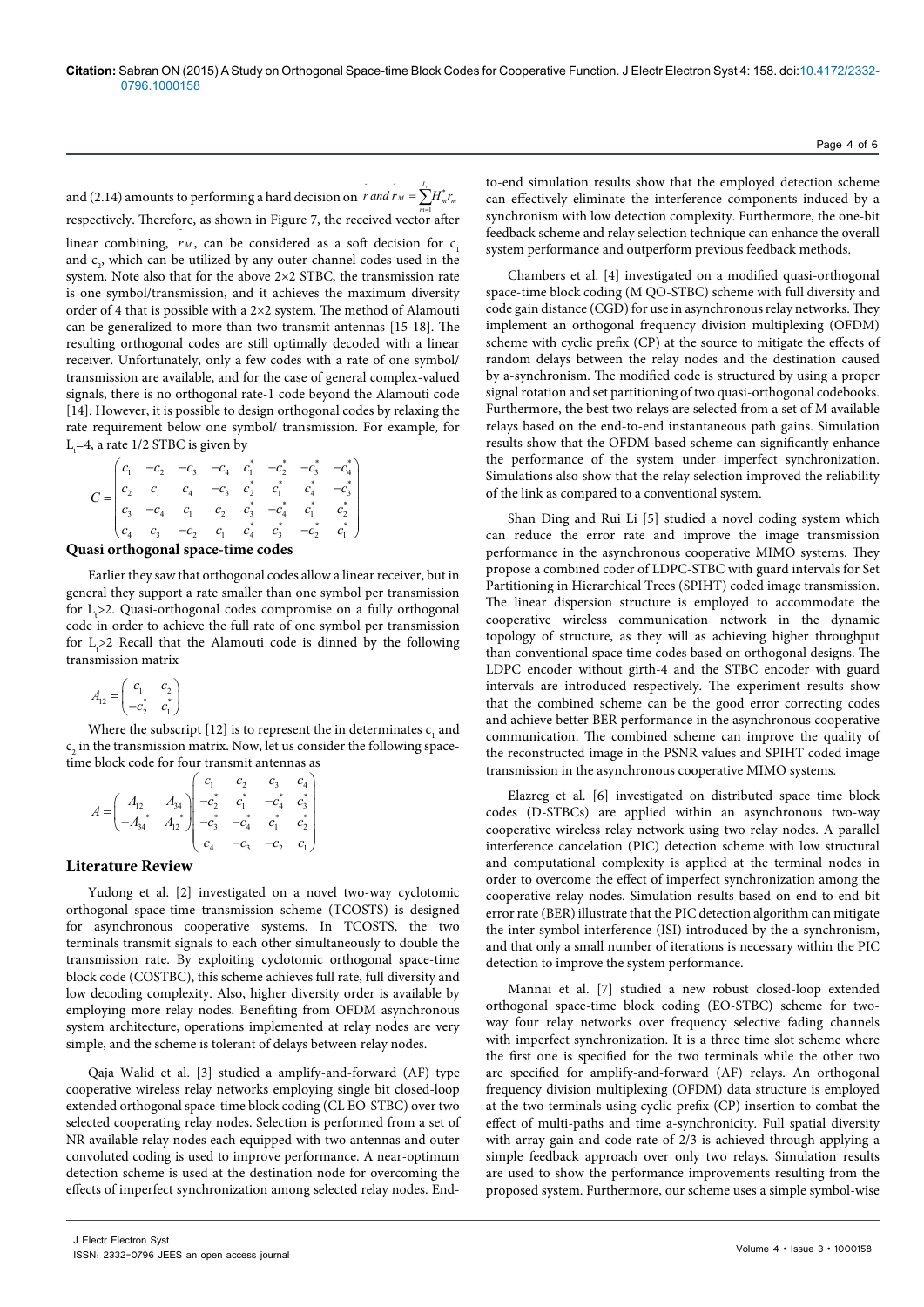and (2.14) amounts to performing a hard decision on $\tilde{r}$ and $\tilde{r}_M = \sum_{m=1}^{L_r} H_m^* r_m$ respectively. Therefore, as shown in Figure 7, the received vector after linear combining, $\tilde{r}_M$, can be considered as a soft decision for $c_1$ and $c_2$, which can be utilized by any outer channel codes used in the system. Note also that for the above 2×2 STBC, the transmission rate is one symbol/transmission, and it achieves the maximum diversity order of 4 that is possible with a 2×2 system. The method of Alamouti can be generalized to more than two transmit antennas [15-18]. The resulting orthogonal codes are still optimally decoded with a linear receiver. Unfortunately, only a few codes with a rate of one symbol/transmission are available, and for the case of general complex-valued signals, there is no orthogonal rate-1 code beyond the Alamouti code [14]. However, it is possible to design orthogonal codes by relaxing the rate requirement below one symbol/ transmission. For example, for $L_t$=4, a rate 1/2 STBC is given by

$$C = \begin{pmatrix} c_1 & -c_2 & -c_3 & -c_4 & c_1^* & -c_2^* & -c_3^* & -c_4^* \\ c_2 & c_1 & c_4 & -c_3 & c_2^* & c_1^* & c_4^* & -c_3^* \\ c_3 & -c_4 & c_1 & c_2 & c_3^* & -c_4^* & c_1^* & c_2^* \\ c_4 & c_3 & -c_2 & c_1 & c_4^* & c_3^* & -c_2^* & c_1^* \end{pmatrix}$$

## Quasi orthogonal space-time codes

Earlier they saw that orthogonal codes allow a linear receiver, but in general they support a rate smaller than one symbol per transmission for $L_t$>2. Quasi-orthogonal codes compromise on a fully orthogonal code in order to achieve the full rate of one symbol per transmission for $L_t$>2 Recall that the Alamouti code is dinned by the following transmission matrix

$$A_{12} = \begin{pmatrix} c_1 & c_2 \\ -c_2^* & c_1^* \end{pmatrix}$$

Where the subscript [12] is to represent the in determinates $c_1$ and $c_2$ in the transmission matrix. Now, let us consider the following space-time block code for four transmit antennas as

$$A = \begin{pmatrix} A_{12} & A_{34} \\ -A_{34}^* & A_{12}^* \end{pmatrix} \begin{pmatrix} c_1 & c_2 & c_3 & c_4 \\ -c_2^* & c_1^* & -c_4^* & c_3^* \\ -c_3^* & -c_4^* & c_1^* & c_2^* \\ c_4 & -c_3 & -c_2 & c_1 \end{pmatrix}$$

## Literature Review

Yudong et al. [2] investigated on a novel two-way cyclotomic orthogonal space-time transmission scheme (TCOSTS) is designed for asynchronous cooperative systems. In TCOSTS, the two terminals transmit signals to each other simultaneously to double the transmission rate. By exploiting cyclotomic orthogonal space-time block code (COSTBC), this scheme achieves full rate, full diversity and low decoding complexity. Also, higher diversity order is available by employing more relay nodes. Benefiting from OFDM asynchronous system architecture, operations implemented at relay nodes are very simple, and the scheme is tolerant of delays between relay nodes.

Qaja Walid et al. [3] studied a amplify-and-forward (AF) type cooperative wireless relay networks employing single bit closed-loop extended orthogonal space-time block coding (CL EO-STBC) over two selected cooperating relay nodes. Selection is performed from a set of NR available relay nodes each equipped with two antennas and outer convoluted coding is used to improve performance. A near-optimum detection scheme is used at the destination node for overcoming the effects of imperfect synchronization among selected relay nodes. End-to-end simulation results show that the employed detection scheme can effectively eliminate the interference components induced by a synchronism with low detection complexity. Furthermore, the one-bit feedback scheme and relay selection technique can enhance the overall system performance and outperform previous feedback methods.

Chambers et al. [4] investigated on a modified quasi-orthogonal space-time block coding (M QO-STBC) scheme with full diversity and code gain distance (CGD) for use in asynchronous relay networks. They implement an orthogonal frequency division multiplexing (OFDM) scheme with cyclic prefix (CP) at the source to mitigate the effects of random delays between the relay nodes and the destination caused by a-synchronism. The modified code is structured by using a proper signal rotation and set partitioning of two quasi-orthogonal codebooks. Furthermore, the best two relays are selected from a set of M available relays based on the end-to-end instantaneous path gains. Simulation results show that the OFDM-based scheme can significantly enhance the performance of the system under imperfect synchronization. Simulations also show that the relay selection improved the reliability of the link as compared to a conventional system.

Shan Ding and Rui Li [5] studied a novel coding system which can reduce the error rate and improve the image transmission performance in the asynchronous cooperative MIMO systems. They propose a combined coder of LDPC-STBC with guard intervals for Set Partitioning in Hierarchical Trees (SPIHT) coded image transmission. The linear dispersion structure is employed to accommodate the cooperative wireless communication network in the dynamic topology of structure, as they will as achieving higher throughput than conventional space time codes based on orthogonal designs. The LDPC encoder without girth-4 and the STBC encoder with guard intervals are introduced respectively. The experiment results show that the combined scheme can be the good error correcting codes and achieve better BER performance in the asynchronous cooperative communication. The combined scheme can improve the quality of the reconstructed image in the PSNR values and SPIHT coded image transmission in the asynchronous cooperative MIMO systems.

Elazreg et al. [6] investigated on distributed space time block codes (D-STBCs) are applied within an asynchronous two-way cooperative wireless relay network using two relay nodes. A parallel interference cancelation (PIC) detection scheme with low structural and computational complexity is applied at the terminal nodes in order to overcome the effect of imperfect synchronization among the cooperative relay nodes. Simulation results based on end-to-end bit error rate (BER) illustrate that the PIC detection algorithm can mitigate the inter symbol interference (ISI) introduced by the a-synchronism, and that only a small number of iterations is necessary within the PIC detection to improve the system performance.

Mannai et al. [7] studied a new robust closed-loop extended orthogonal space-time block coding (EO-STBC) scheme for two-way four relay networks over frequency selective fading channels with imperfect synchronization. It is a three time slot scheme where the first one is specified for the two terminals while the other two are specified for amplify-and-forward (AF) relays. An orthogonal frequency division multiplexing (OFDM) data structure is employed at the two terminals using cyclic prefix (CP) insertion to combat the effect of multi-paths and time a-synchronicity. Full spatial diversity with array gain and code rate of 2/3 is achieved through applying a simple feedback approach over only two relays. Simulation results are used to show the performance improvements resulting from the proposed system. Furthermore, our scheme uses a simple symbol-wise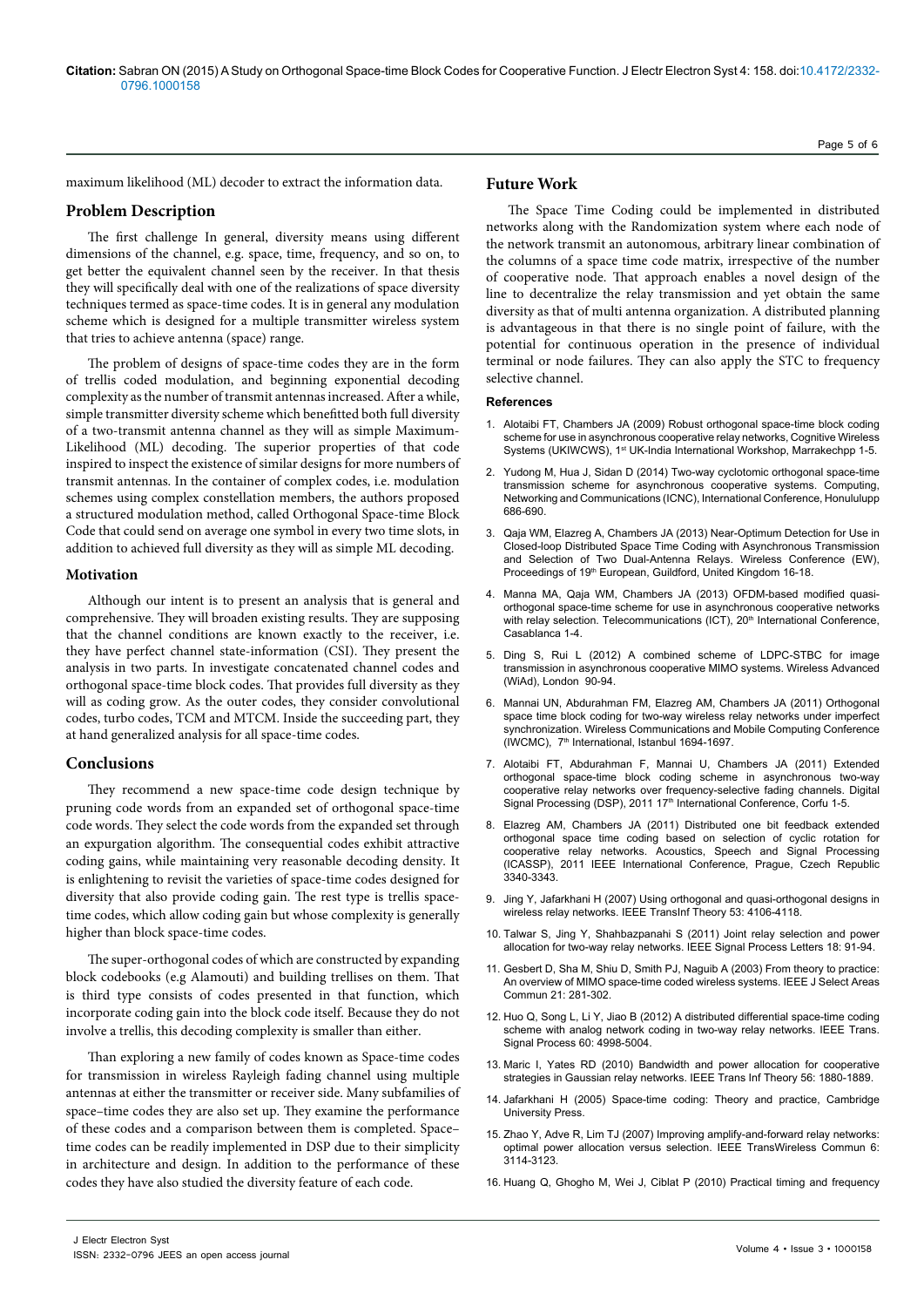maximum likelihood (ML) decoder to extract the information data.

## Problem Description

The first challenge In general, diversity means using different dimensions of the channel, e.g. space, time, frequency, and so on, to get better the equivalent channel seen by the receiver. In that thesis they will specifically deal with one of the realizations of space diversity techniques termed as space-time codes. It is in general any modulation scheme which is designed for a multiple transmitter wireless system that tries to achieve antenna (space) range.

The problem of designs of space-time codes they are in the form of trellis coded modulation, and beginning exponential decoding complexity as the number of transmit antennas increased. After a while, simple transmitter diversity scheme which benefitted both full diversity of a two-transmit antenna channel as they will as simple Maximum-Likelihood (ML) decoding. The superior properties of that code inspired to inspect the existence of similar designs for more numbers of transmit antennas. In the container of complex codes, i.e. modulation schemes using complex constellation members, the authors proposed a structured modulation method, called Orthogonal Space-time Block Code that could send on average one symbol in every two time slots, in addition to achieved full diversity as they will as simple ML decoding.

### Motivation

Although our intent is to present an analysis that is general and comprehensive. They will broaden existing results. They are supposing that the channel conditions are known exactly to the receiver, i.e. they have perfect channel state-information (CSI). They present the analysis in two parts. In investigate concatenated channel codes and orthogonal space-time block codes. That provides full diversity as they will as coding grow. As the outer codes, they consider convolutional codes, turbo codes, TCM and MTCM. Inside the succeeding part, they at hand generalized analysis for all space-time codes.

## Conclusions

They recommend a new space-time code design technique by pruning code words from an expanded set of orthogonal space-time code words. They select the code words from the expanded set through an expurgation algorithm. The consequential codes exhibit attractive coding gains, while maintaining very reasonable decoding density. It is enlightening to revisit the varieties of space-time codes designed for diversity that also provide coding gain. The rest type is trellis space-time codes, which allow coding gain but whose complexity is generally higher than block space-time codes.

The super-orthogonal codes of which are constructed by expanding block codebooks (e.g Alamouti) and building trellises on them. That is third type consists of codes presented in that function, which incorporate coding gain into the block code itself. Because they do not involve a trellis, this decoding complexity is smaller than either.

Than exploring a new family of codes known as Space-time codes for transmission in wireless Rayleigh fading channel using multiple antennas at either the transmitter or receiver side. Many subfamilies of space–time codes they are also set up. They examine the performance of these codes and a comparison between them is completed. Space–time codes can be readily implemented in DSP due to their simplicity in architecture and design. In addition to the performance of these codes they have also studied the diversity feature of each code.

## Future Work

The Space Time Coding could be implemented in distributed networks along with the Randomization system where each node of the network transmit an autonomous, arbitrary linear combination of the columns of a space time code matrix, irrespective of the number of cooperative node. That approach enables a novel design of the line to decentralize the relay transmission and yet obtain the same diversity as that of multi antenna organization. A distributed planning is advantageous in that there is no single point of failure, with the potential for continuous operation in the presence of individual terminal or node failures. They can also apply the STC to frequency selective channel.

### References

1. Alotaibi FT, Chambers JA (2009) Robust orthogonal space-time block coding scheme for use in asynchronous cooperative relay networks, Cognitive Wireless Systems (UKIWCWS), 1st UK-India International Workshop, Marrakechpp 1-5.
2. Yudong M, Hua J, Sidan D (2014) Two-way cyclotomic orthogonal space-time transmission scheme for asynchronous cooperative systems. Computing, Networking and Communications (ICNC), International Conference, Honulu­lupp 686-690.
3. Qaja WM, Elazreg A, Chambers JA (2013) Near-Optimum Detection for Use in Closed-loop Distributed Space Time Coding with Asynchronous Transmission and Selection of Two Dual-Antenna Relays. Wireless Conference (EW), Proceedings of 19th European, Guildford, United Kingdom 16-18.
4. Manna MA, Qaja WM, Chambers JA (2013) OFDM-based modified quasi-orthogonal space-time scheme for use in asynchronous cooperative networks with relay selection. Telecommunications (ICT), 20th International Conference, Casablanca 1-4.
5. Ding S, Rui L (2012) A combined scheme of LDPC-STBC for image transmission in asynchronous cooperative MIMO systems. Wireless Advanced (WiAd), London 90-94.
6. Mannai UN, Abdurahman FM, Elazreg AM, Chambers JA (2011) Orthogonal space time block coding for two-way wireless relay networks under imperfect synchronization. Wireless Communications and Mobile Computing Conference (IWCMC), 7th International, Istanbul 1694-1697.
7. Alotaibi FT, Abdurahman F, Mannai U, Chambers JA (2011) Extended orthogonal space-time block coding scheme in asynchronous two-way cooperative relay networks over frequency-selective fading channels. Digital Signal Processing (DSP), 2011 17th International Conference, Corfu 1-5.
8. Elazreg AM, Chambers JA (2011) Distributed one bit feedback extended orthogonal space time coding based on selection of cyclic rotation for cooperative relay networks. Acoustics, Speech and Signal Processing (ICASSP), 2011 IEEE International Conference, Prague, Czech Republic 3340-3343.
9. Jing Y, Jafarkhani H (2007) Using orthogonal and quasi-orthogonal designs in wireless relay networks. IEEE TransInf Theory 53: 4106-4118.
10. Talwar S, Jing Y, Shahbazpanahi S (2011) Joint relay selection and power allocation for two-way relay networks. IEEE Signal Process Letters 18: 91-94.
11. Gesbert D, Sha M, Shiu D, Smith PJ, Naguib A (2003) From theory to practice: An overview of MIMO space-time coded wireless systems. IEEE J Select Areas Commun 21: 281-302.
12. Huo Q, Song L, Li Y, Jiao B (2012) A distributed differential space-time coding scheme with analog network coding in two-way relay networks. IEEE Trans. Signal Process 60: 4998-5004.
13. Maric I, Yates RD (2010) Bandwidth and power allocation for cooperative strategies in Gaussian relay networks. IEEE Trans Inf Theory 56: 1880-1889.
14. Jafarkhani H (2005) Space-time coding: Theory and practice, Cambridge University Press.
15. Zhao Y, Adve R, Lim TJ (2007) Improving amplify-and-forward relay networks: optimal power allocation versus selection. IEEE TransWireless Commun 6: 3114-3123.
16. Huang Q, Ghogho M, Wei J, Ciblat P (2010) Practical timing and frequency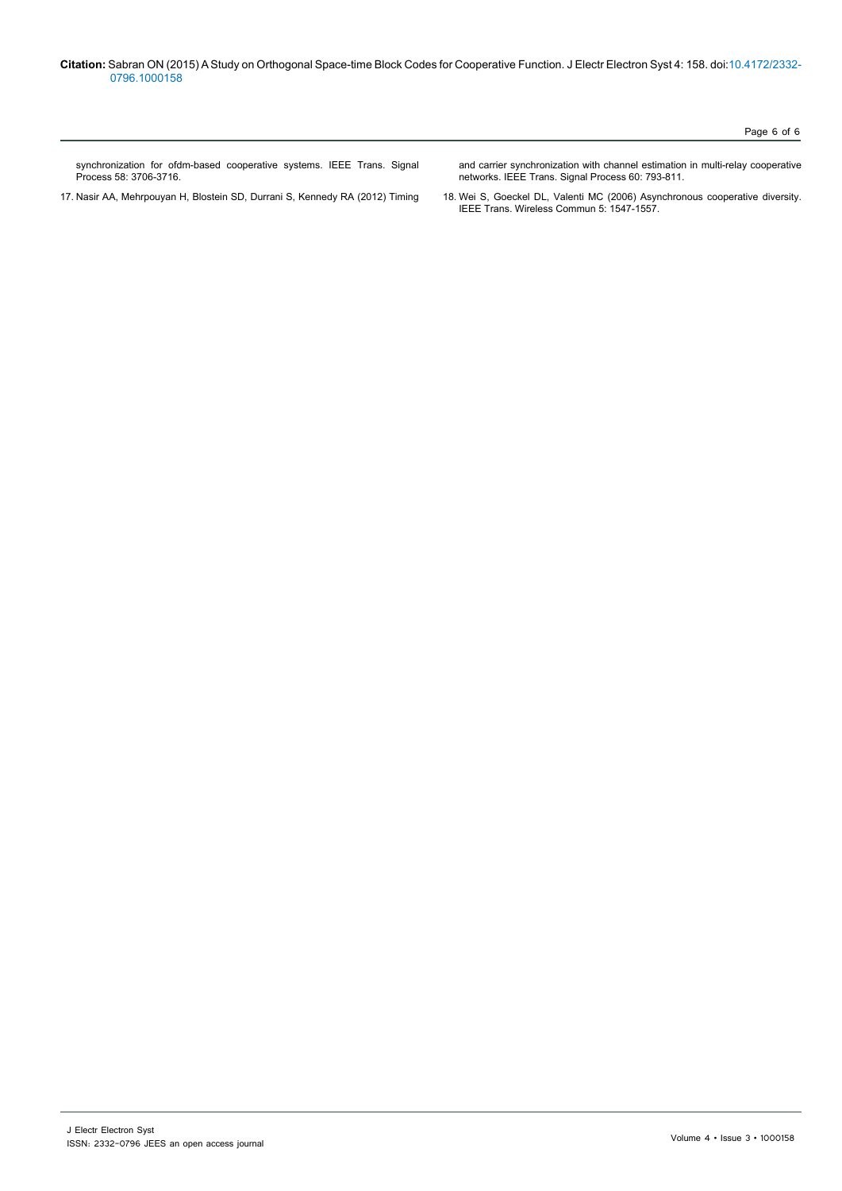synchronization for ofdm-based cooperative systems. IEEE Trans. Signal Process 58: 3706-3716.

17. Nasir AA, Mehrpouyan H, Blostein SD, Durrani S, Kennedy RA (2012) Timing and carrier synchronization with channel estimation in multi-relay cooperative networks. IEEE Trans. Signal Process 60: 793-811.

18. Wei S, Goeckel DL, Valenti MC (2006) Asynchronous cooperative diversity. IEEE Trans. Wireless Commun 5: 1547-1557.